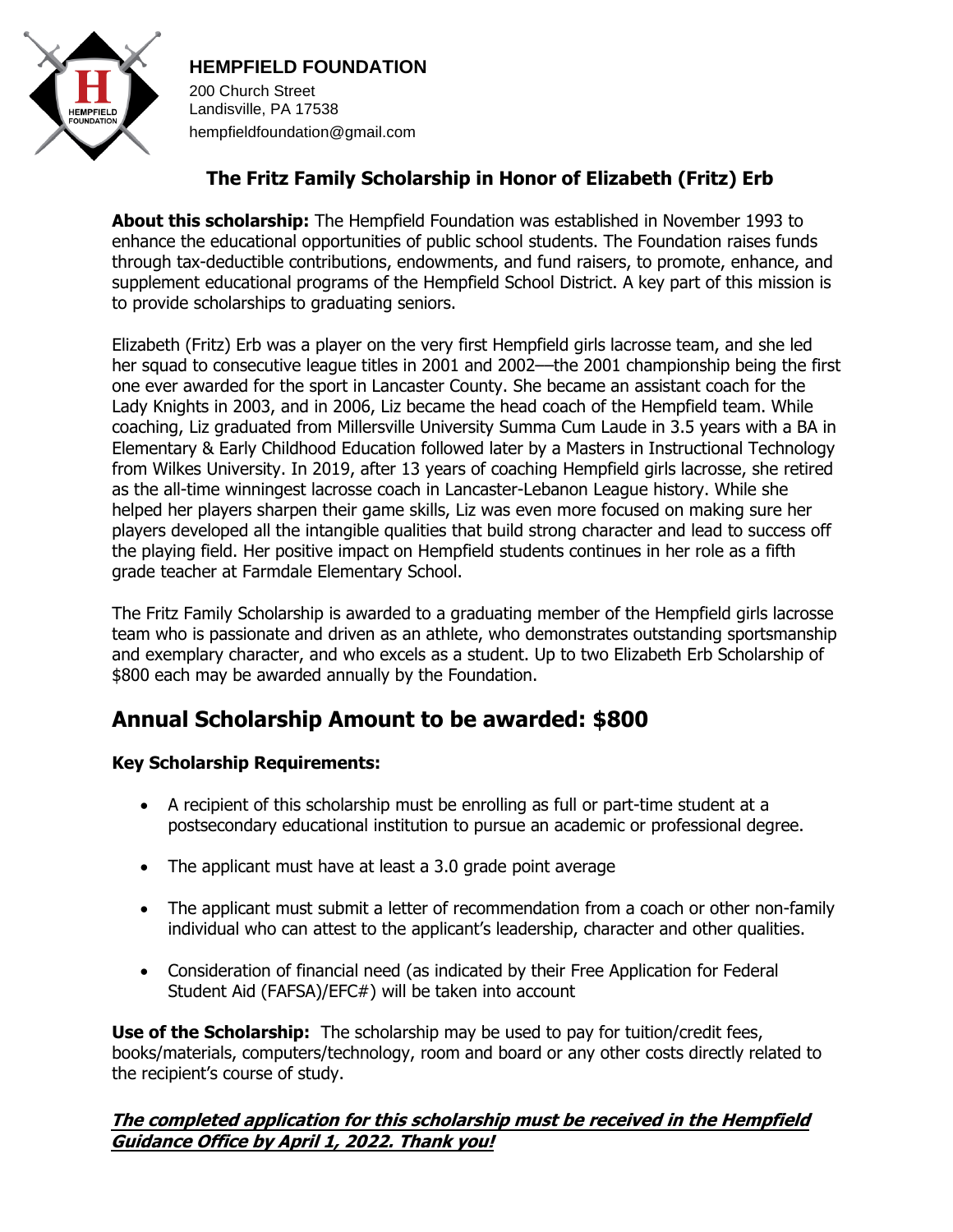**HEMPFIELD FOUNDATION**
200 Church Street
Landisville, PA 17538
hempfieldfoundation@gmail.com

## The Fritz Family Scholarship in Honor of Elizabeth (Fritz) Erb

**About this scholarship:** The Hempfield Foundation was established in November 1993 to enhance the educational opportunities of public school students. The Foundation raises funds through tax-deductible contributions, endowments, and fund raisers, to promote, enhance, and supplement educational programs of the Hempfield School District. A key part of this mission is to provide scholarships to graduating seniors.

Elizabeth (Fritz) Erb was a player on the very first Hempfield girls lacrosse team, and she led her squad to consecutive league titles in 2001 and 2002—the 2001 championship being the first one ever awarded for the sport in Lancaster County. She became an assistant coach for the Lady Knights in 2003, and in 2006, Liz became the head coach of the Hempfield team. While coaching, Liz graduated from Millersville University Summa Cum Laude in 3.5 years with a BA in Elementary & Early Childhood Education followed later by a Masters in Instructional Technology from Wilkes University. In 2019, after 13 years of coaching Hempfield girls lacrosse, she retired as the all-time winningest lacrosse coach in Lancaster-Lebanon League history. While she helped her players sharpen their game skills, Liz was even more focused on making sure her players developed all the intangible qualities that build strong character and lead to success off the playing field. Her positive impact on Hempfield students continues in her role as a fifth grade teacher at Farmdale Elementary School.

The Fritz Family Scholarship is awarded to a graduating member of the Hempfield girls lacrosse team who is passionate and driven as an athlete, who demonstrates outstanding sportsmanship and exemplary character, and who excels as a student. Up to two Elizabeth Erb Scholarship of $800 each may be awarded annually by the Foundation.

## Annual Scholarship Amount to be awarded: $800

**Key Scholarship Requirements:**

- A recipient of this scholarship must be enrolling as full or part-time student at a postsecondary educational institution to pursue an academic or professional degree.
- The applicant must have at least a 3.0 grade point average
- The applicant must submit a letter of recommendation from a coach or other non-family individual who can attest to the applicant's leadership, character and other qualities.
- Consideration of financial need (as indicated by their Free Application for Federal Student Aid (FAFSA)/EFC#) will be taken into account

**Use of the Scholarship:** The scholarship may be used to pay for tuition/credit fees, books/materials, computers/technology, room and board or any other costs directly related to the recipient's course of study.

***The completed application for this scholarship must be received in the Hempfield Guidance Office by April 1, 2022. Thank you!***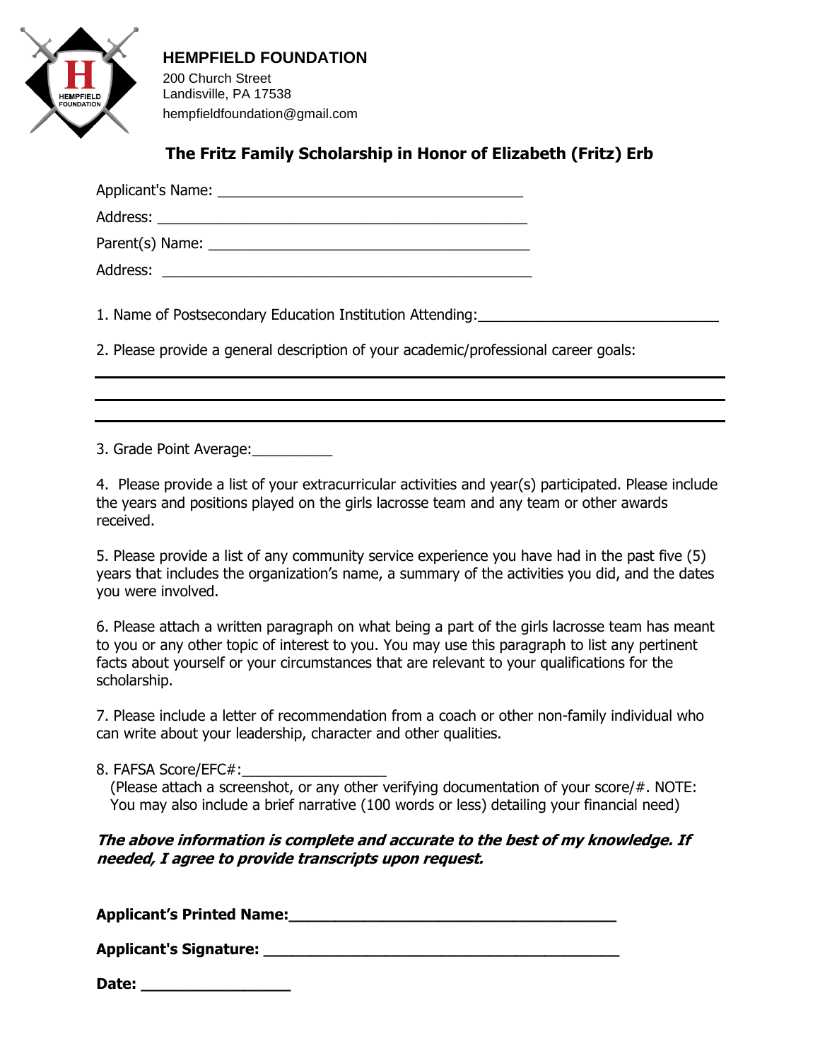**HEMPFIELD FOUNDATION**
200 Church Street
Landisville, PA 17538
hempfieldfoundation@gmail.com

## The Fritz Family Scholarship in Honor of Elizabeth (Fritz) Erb

Applicant's Name: ______________________________________

Address: _______________________________________________

Parent(s) Name: ________________________________________

Address: _______________________________________________

1. Name of Postsecondary Education Institution Attending:______________________________

2. Please provide a general description of your academic/professional career goals:

______________________________________________________________________________

______________________________________________________________________________

______________________________________________________________________________

3. Grade Point Average:__________

4. Please provide a list of your extracurricular activities and year(s) participated. Please include the years and positions played on the girls lacrosse team and any team or other awards received.

5. Please provide a list of any community service experience you have had in the past five (5) years that includes the organization's name, a summary of the activities you did, and the dates you were involved.

6. Please attach a written paragraph on what being a part of the girls lacrosse team has meant to you or any other topic of interest to you. You may use this paragraph to list any pertinent facts about yourself or your circumstances that are relevant to your qualifications for the scholarship.

7. Please include a letter of recommendation from a coach or other non-family individual who can write about your leadership, character and other qualities.

8. FAFSA Score/EFC#:__________________
   (Please attach a screenshot, or any other verifying documentation of your score/#. NOTE: You may also include a brief narrative (100 words or less) detailing your financial need)

***The above information is complete and accurate to the best of my knowledge. If needed, I agree to provide transcripts upon request.***

**Applicant's Printed Name:_____________________________________**

**Applicant's Signature: _________________________________________**

**Date: _________________**